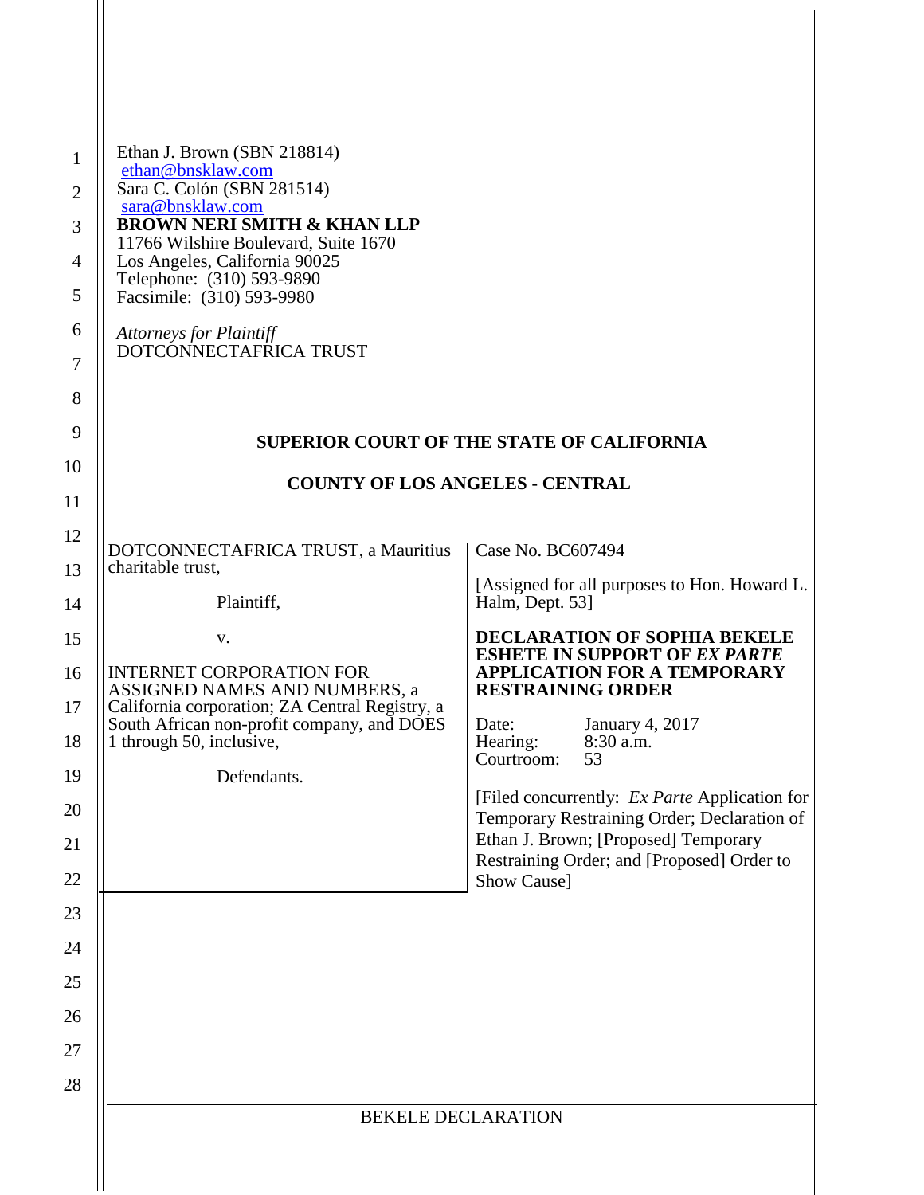Ethan J. Brown (SBN 218814)
ethan@bnsklaw.com
Sara C. Colón (SBN 281514)
sara@bnsklaw.com
**BROWN NERI SMITH & KHAN LLP**
11766 Wilshire Boulevard, Suite 1670
Los Angeles, California 90025
Telephone: (310) 593-9890
Facsimile: (310) 593-9980

*Attorneys for Plaintiff*
DOTCONNECTAFRICA TRUST

**SUPERIOR COURT OF THE STATE OF CALIFORNIA**

**COUNTY OF LOS ANGELES - CENTRAL**

DOTCONNECTAFRICA TRUST, a Mauritius charitable trust,

Plaintiff,

v.

INTERNET CORPORATION FOR ASSIGNED NAMES AND NUMBERS, a California corporation; ZA Central Registry, a South African non-profit company, and DOES 1 through 50, inclusive,

Defendants.

Case No. BC607494

[Assigned for all purposes to Hon. Howard L. Halm, Dept. 53]

**DECLARATION OF SOPHIA BEKELE ESHETE IN SUPPORT OF *EX PARTE* APPLICATION FOR A TEMPORARY RESTRAINING ORDER**

Date: January 4, 2017
Hearing: 8:30 a.m.
Courtroom: 53

[Filed concurrently: *Ex Parte* Application for Temporary Restraining Order; Declaration of Ethan J. Brown; [Proposed] Temporary Restraining Order; and [Proposed] Order to Show Cause]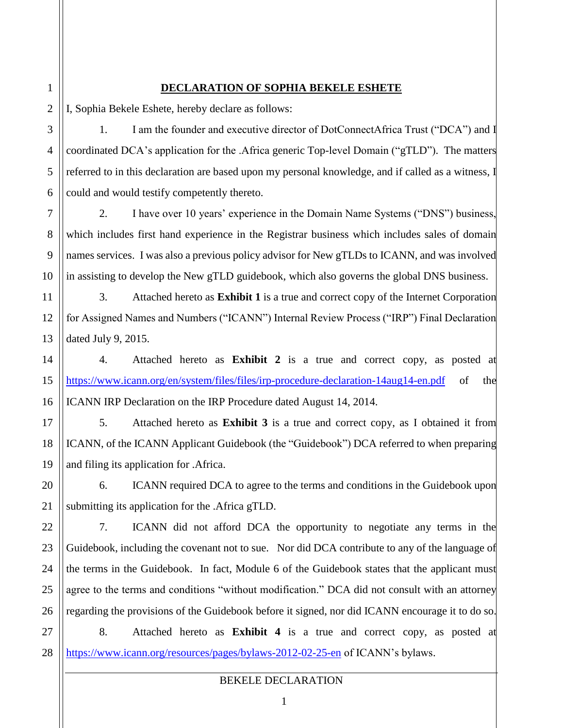## DECLARATION OF SOPHIA BEKELE ESHETE

I, Sophia Bekele Eshete, hereby declare as follows:

1. I am the founder and executive director of DotConnectAfrica Trust ("DCA") and I coordinated DCA's application for the .Africa generic Top-level Domain ("gTLD"). The matters referred to in this declaration are based upon my personal knowledge, and if called as a witness, I could and would testify competently thereto.

2. I have over 10 years' experience in the Domain Name Systems ("DNS") business, which includes first hand experience in the Registrar business which includes sales of domain names services. I was also a previous policy advisor for New gTLDs to ICANN, and was involved in assisting to develop the New gTLD guidebook, which also governs the global DNS business.

3. Attached hereto as **Exhibit 1** is a true and correct copy of the Internet Corporation for Assigned Names and Numbers ("ICANN") Internal Review Process ("IRP") Final Declaration dated July 9, 2015.

4. Attached hereto as **Exhibit 2** is a true and correct copy, as posted at https://www.icann.org/en/system/files/files/irp-procedure-declaration-14aug14-en.pdf of the ICANN IRP Declaration on the IRP Procedure dated August 14, 2014.

5. Attached hereto as **Exhibit 3** is a true and correct copy, as I obtained it from ICANN, of the ICANN Applicant Guidebook (the "Guidebook") DCA referred to when preparing and filing its application for .Africa.

6. ICANN required DCA to agree to the terms and conditions in the Guidebook upon submitting its application for the .Africa gTLD.

7. ICANN did not afford DCA the opportunity to negotiate any terms in the Guidebook, including the covenant not to sue. Nor did DCA contribute to any of the language of the terms in the Guidebook. In fact, Module 6 of the Guidebook states that the applicant must agree to the terms and conditions "without modification." DCA did not consult with an attorney regarding the provisions of the Guidebook before it signed, nor did ICANN encourage it to do so.

8. Attached hereto as **Exhibit 4** is a true and correct copy, as posted at https://www.icann.org/resources/pages/bylaws-2012-02-25-en of ICANN's bylaws.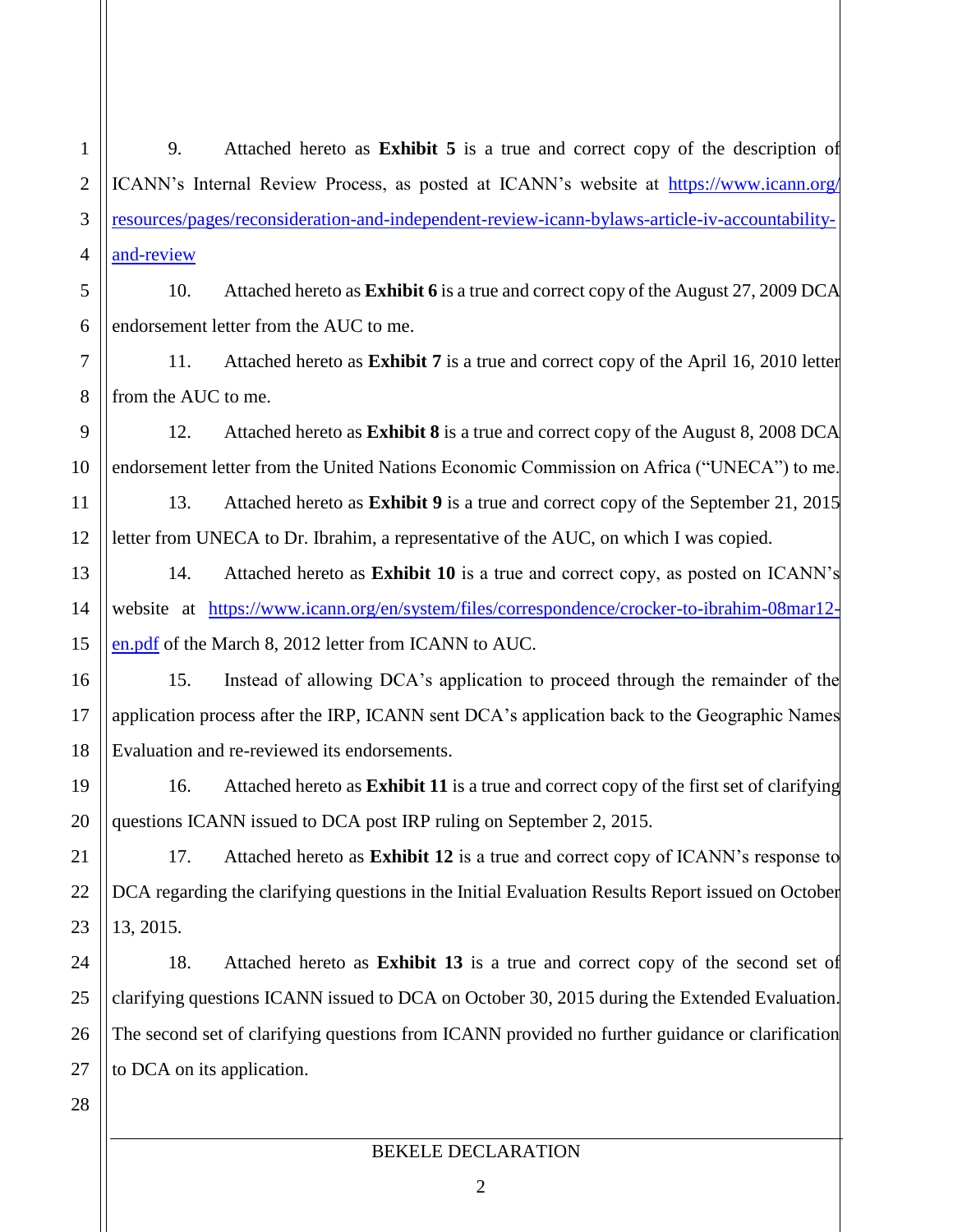9. Attached hereto as **Exhibit 5** is a true and correct copy of the description of ICANN's Internal Review Process, as posted at ICANN's website at https://www.icann.org/resources/pages/reconsideration-and-independent-review-icann-bylaws-article-iv-accountability-and-review

10. Attached hereto as **Exhibit 6** is a true and correct copy of the August 27, 2009 DCA endorsement letter from the AUC to me.

11. Attached hereto as **Exhibit 7** is a true and correct copy of the April 16, 2010 letter from the AUC to me.

12. Attached hereto as **Exhibit 8** is a true and correct copy of the August 8, 2008 DCA endorsement letter from the United Nations Economic Commission on Africa ("UNECA") to me.

13. Attached hereto as **Exhibit 9** is a true and correct copy of the September 21, 2015 letter from UNECA to Dr. Ibrahim, a representative of the AUC, on which I was copied.

14. Attached hereto as **Exhibit 10** is a true and correct copy, as posted on ICANN's website at https://www.icann.org/en/system/files/correspondence/crocker-to-ibrahim-08mar12-en.pdf of the March 8, 2012 letter from ICANN to AUC.

15. Instead of allowing DCA's application to proceed through the remainder of the application process after the IRP, ICANN sent DCA's application back to the Geographic Names Evaluation and re-reviewed its endorsements.

16. Attached hereto as **Exhibit 11** is a true and correct copy of the first set of clarifying questions ICANN issued to DCA post IRP ruling on September 2, 2015.

17. Attached hereto as **Exhibit 12** is a true and correct copy of ICANN's response to DCA regarding the clarifying questions in the Initial Evaluation Results Report issued on October 13, 2015.

18. Attached hereto as **Exhibit 13** is a true and correct copy of the second set of clarifying questions ICANN issued to DCA on October 30, 2015 during the Extended Evaluation. The second set of clarifying questions from ICANN provided no further guidance or clarification to DCA on its application.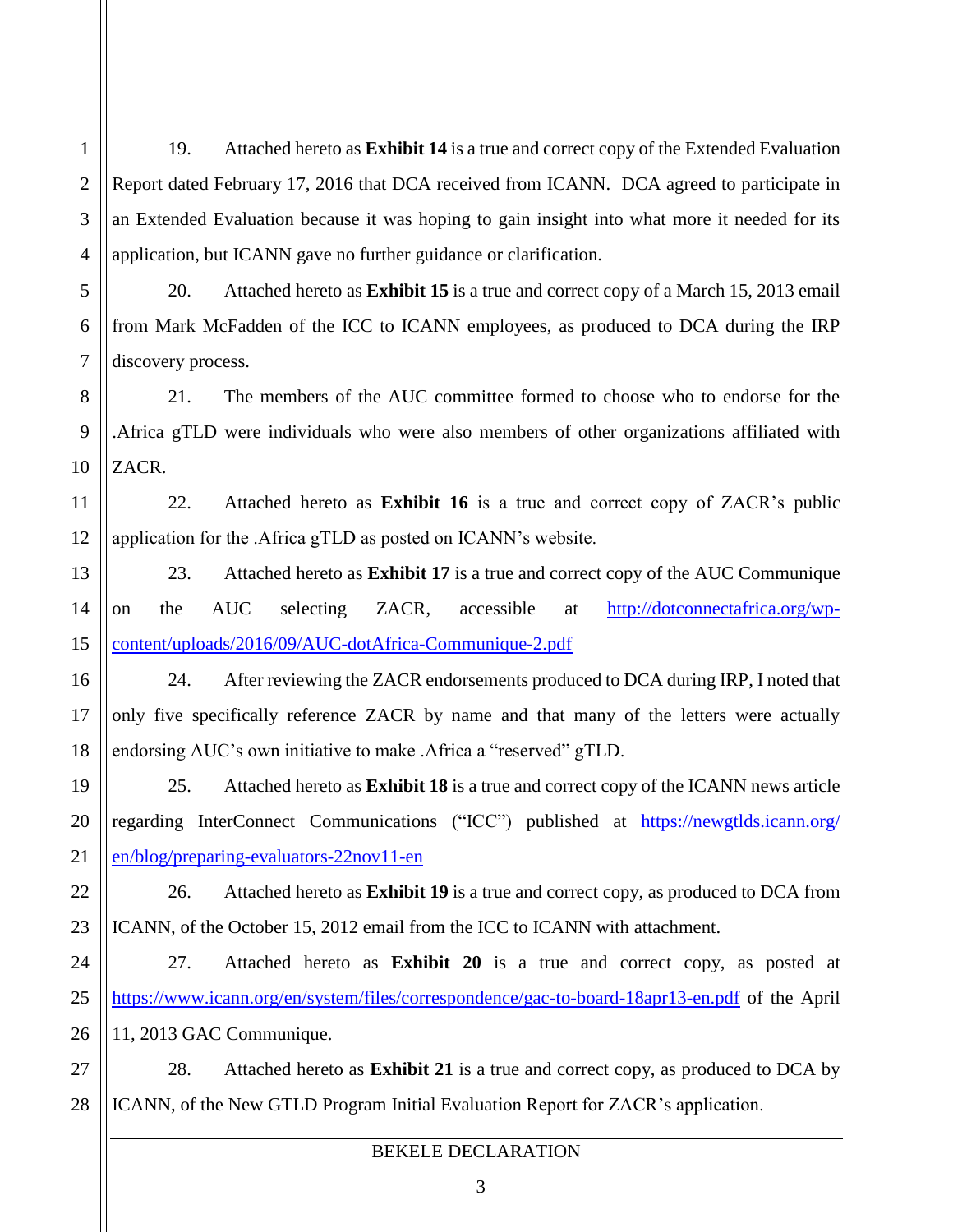19. Attached hereto as **Exhibit 14** is a true and correct copy of the Extended Evaluation Report dated February 17, 2016 that DCA received from ICANN. DCA agreed to participate in an Extended Evaluation because it was hoping to gain insight into what more it needed for its application, but ICANN gave no further guidance or clarification.

20. Attached hereto as **Exhibit 15** is a true and correct copy of a March 15, 2013 email from Mark McFadden of the ICC to ICANN employees, as produced to DCA during the IRP discovery process.

21. The members of the AUC committee formed to choose who to endorse for the .Africa gTLD were individuals who were also members of other organizations affiliated with ZACR.

22. Attached hereto as **Exhibit 16** is a true and correct copy of ZACR's public application for the .Africa gTLD as posted on ICANN's website.

23. Attached hereto as **Exhibit 17** is a true and correct copy of the AUC Communique on the AUC selecting ZACR, accessible at http://dotconnectafrica.org/wp-content/uploads/2016/09/AUC-dotAfrica-Communique-2.pdf

24. After reviewing the ZACR endorsements produced to DCA during IRP, I noted that only five specifically reference ZACR by name and that many of the letters were actually endorsing AUC's own initiative to make .Africa a "reserved" gTLD.

25. Attached hereto as **Exhibit 18** is a true and correct copy of the ICANN news article regarding InterConnect Communications ("ICC") published at https://newgtlds.icann.org/en/blog/preparing-evaluators-22nov11-en

26. Attached hereto as **Exhibit 19** is a true and correct copy, as produced to DCA from ICANN, of the October 15, 2012 email from the ICC to ICANN with attachment.

27. Attached hereto as **Exhibit 20** is a true and correct copy, as posted at https://www.icann.org/en/system/files/correspondence/gac-to-board-18apr13-en.pdf of the April 11, 2013 GAC Communique.

28. Attached hereto as **Exhibit 21** is a true and correct copy, as produced to DCA by ICANN, of the New GTLD Program Initial Evaluation Report for ZACR's application.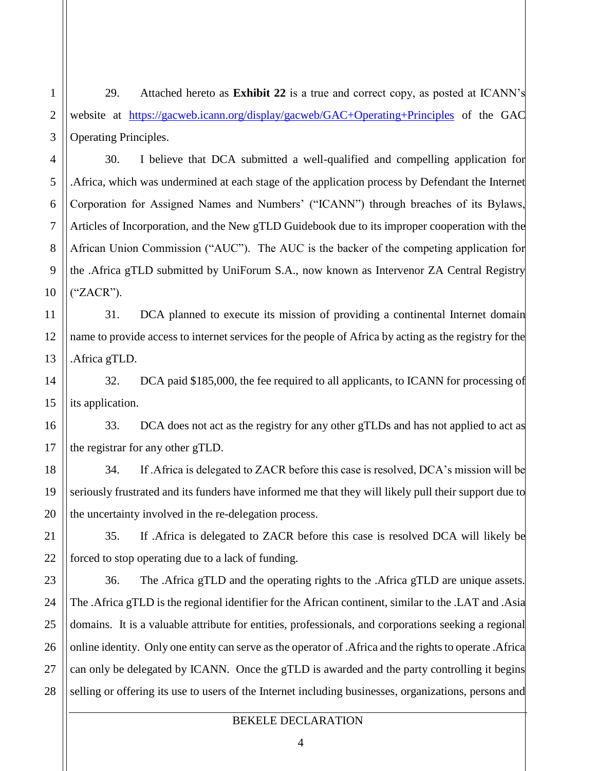29. Attached hereto as **Exhibit 22** is a true and correct copy, as posted at ICANN's website at https://gacweb.icann.org/display/gacweb/GAC+Operating+Principles of the GAC Operating Principles.

30. I believe that DCA submitted a well-qualified and compelling application for .Africa, which was undermined at each stage of the application process by Defendant the Internet Corporation for Assigned Names and Numbers' ("ICANN") through breaches of its Bylaws, Articles of Incorporation, and the New gTLD Guidebook due to its improper cooperation with the African Union Commission ("AUC"). The AUC is the backer of the competing application for the .Africa gTLD submitted by UniForum S.A., now known as Intervenor ZA Central Registry ("ZACR").

31. DCA planned to execute its mission of providing a continental Internet domain name to provide access to internet services for the people of Africa by acting as the registry for the .Africa gTLD.

32. DCA paid $185,000, the fee required to all applicants, to ICANN for processing of its application.

33. DCA does not act as the registry for any other gTLDs and has not applied to act as the registrar for any other gTLD.

34. If .Africa is delegated to ZACR before this case is resolved, DCA's mission will be seriously frustrated and its funders have informed me that they will likely pull their support due to the uncertainty involved in the re-delegation process.

35. If .Africa is delegated to ZACR before this case is resolved DCA will likely be forced to stop operating due to a lack of funding.

36. The .Africa gTLD and the operating rights to the .Africa gTLD are unique assets. The .Africa gTLD is the regional identifier for the African continent, similar to the .LAT and .Asia domains. It is a valuable attribute for entities, professionals, and corporations seeking a regional online identity. Only one entity can serve as the operator of .Africa and the rights to operate .Africa can only be delegated by ICANN. Once the gTLD is awarded and the party controlling it begins selling or offering its use to users of the Internet including businesses, organizations, persons and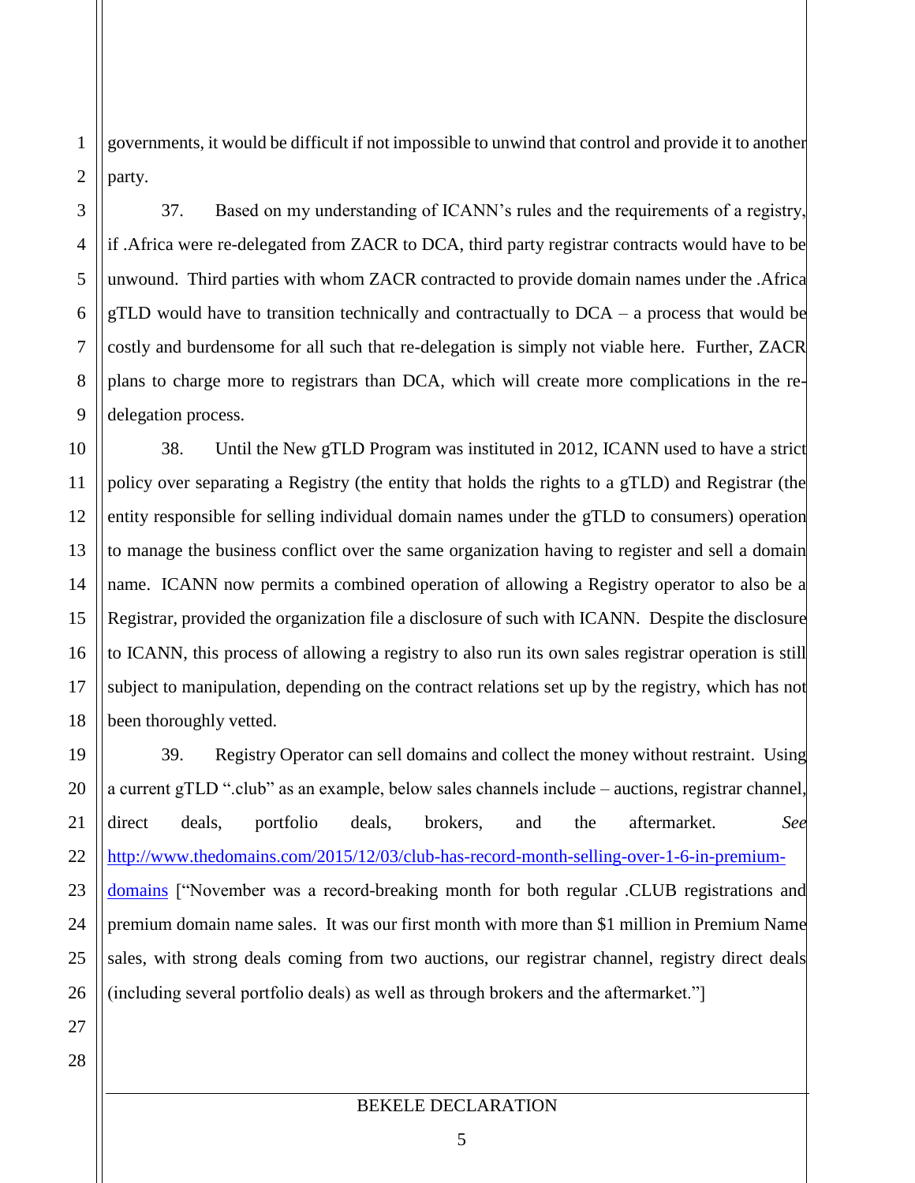governments, it would be difficult if not impossible to unwind that control and provide it to another party.

37. Based on my understanding of ICANN's rules and the requirements of a registry, if .Africa were re-delegated from ZACR to DCA, third party registrar contracts would have to be unwound. Third parties with whom ZACR contracted to provide domain names under the .Africa gTLD would have to transition technically and contractually to DCA – a process that would be costly and burdensome for all such that re-delegation is simply not viable here. Further, ZACR plans to charge more to registrars than DCA, which will create more complications in the re-delegation process.

38. Until the New gTLD Program was instituted in 2012, ICANN used to have a strict policy over separating a Registry (the entity that holds the rights to a gTLD) and Registrar (the entity responsible for selling individual domain names under the gTLD to consumers) operation to manage the business conflict over the same organization having to register and sell a domain name. ICANN now permits a combined operation of allowing a Registry operator to also be a Registrar, provided the organization file a disclosure of such with ICANN. Despite the disclosure to ICANN, this process of allowing a registry to also run its own sales registrar operation is still subject to manipulation, depending on the contract relations set up by the registry, which has not been thoroughly vetted.

39. Registry Operator can sell domains and collect the money without restraint. Using a current gTLD ".club" as an example, below sales channels include – auctions, registrar channel, direct deals, portfolio deals, brokers, and the aftermarket. *See* http://www.thedomains.com/2015/12/03/club-has-record-month-selling-over-1-6-in-premium-domains ["November was a record-breaking month for both regular .CLUB registrations and premium domain name sales. It was our first month with more than $1 million in Premium Name sales, with strong deals coming from two auctions, our registrar channel, registry direct deals (including several portfolio deals) as well as through brokers and the aftermarket."]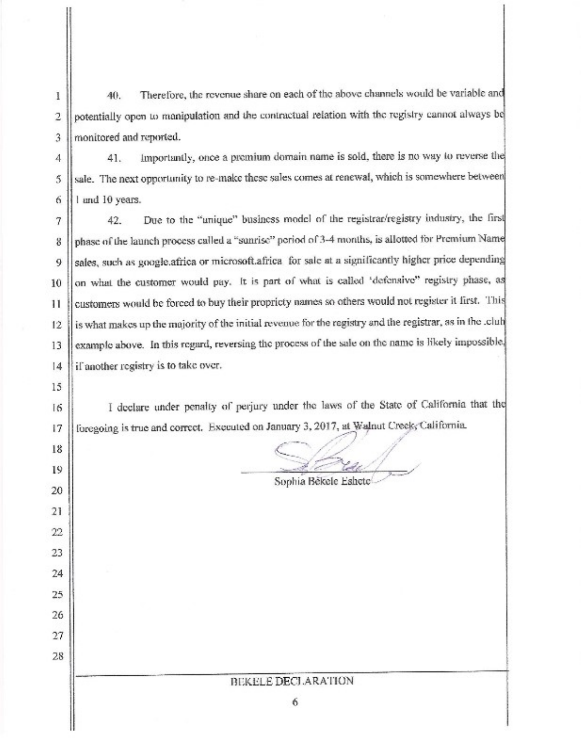40. Therefore, the revenue share on each of the above channels would be variable and potentially open to manipulation and the contractual relation with the registry cannot always be monitored and reported.

41. Importantly, once a premium domain name is sold, there is no way to reverse the sale. The next opportunity to re-make these sales comes at renewal, which is somewhere between 1 and 10 years.

42. Due to the "unique" business model of the registrar/registry industry, the first phase of the launch process called a "sunrise" period of 3-4 months, is allotted for Premium Name sales, such as google.africa or microsoft.africa for sale at a significantly higher price depending on what the customer would pay. It is part of what is called 'defensive" registry phase, as customers would be forced to buy their propriety names so others would not register it first. This is what makes up the majority of the initial revenue for the registry and the registrar, as in the .club example above. In this regard, reversing the process of the sale on the name is likely impossible, if another registry is to take over.

I declare under penalty of perjury under the laws of the State of California that the foregoing is true and correct. Executed on January 3, 2017, at Walnut Creek, California.

Sophia Bekele Eshete

BEKELE DECLARATION